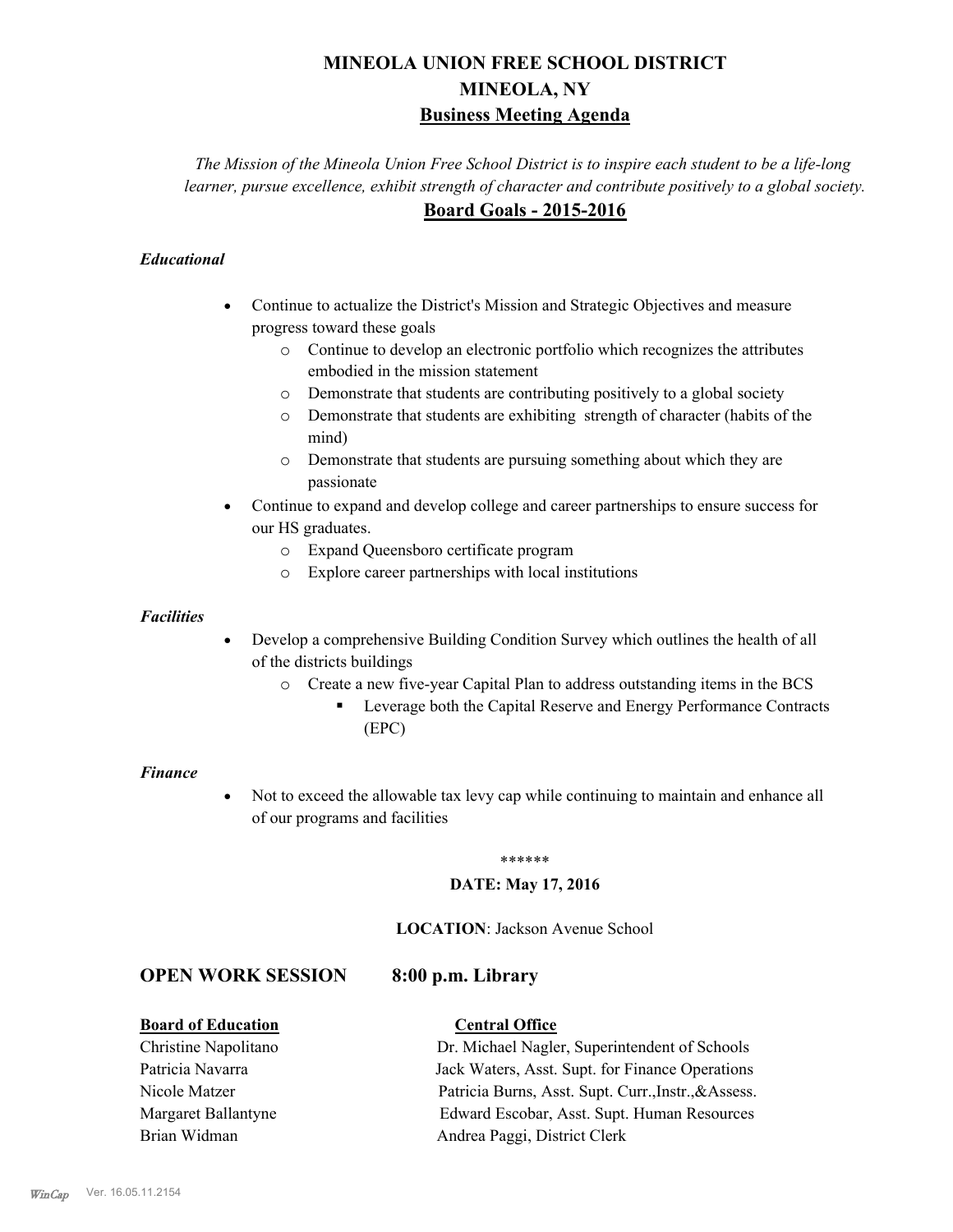# MINEOLA UNION FREE SCHOOL DISTRICT
# MINEOLA, NY
## Business Meeting Agenda

*The Mission of the Mineola Union Free School District is to inspire each student to be a life-long learner, pursue excellence, exhibit strength of character and contribute positively to a global society.*

## Board Goals - 2015-2016

### *Educational*

- Continue to actualize the District's Mission and Strategic Objectives and measure progress toward these goals
  - Continue to develop an electronic portfolio which recognizes the attributes embodied in the mission statement
  - Demonstrate that students are contributing positively to a global society
  - Demonstrate that students are exhibiting strength of character (habits of the mind)
  - Demonstrate that students are pursuing something about which they are passionate
- Continue to expand and develop college and career partnerships to ensure success for our HS graduates.
  - Expand Queensboro certificate program
  - Explore career partnerships with local institutions

### *Facilities*

- Develop a comprehensive Building Condition Survey which outlines the health of all of the districts buildings
  - Create a new five-year Capital Plan to address outstanding items in the BCS
    - Leverage both the Capital Reserve and Energy Performance Contracts (EPC)

### *Finance*

- Not to exceed the allowable tax levy cap while continuing to maintain and enhance all of our programs and facilities

\*\*\*\*\*\*

**DATE: May 17, 2016**

**LOCATION**: Jackson Avenue School

## OPEN WORK SESSION 8:00 p.m. Library

| **Board of Education** | **Central Office** |
|---|---|
| Christine Napolitano | Dr. Michael Nagler, Superintendent of Schools |
| Patricia Navarra | Jack Waters, Asst. Supt. for Finance Operations |
| Nicole Matzer | Patricia Burns, Asst. Supt. Curr.,Instr.,&Assess. |
| Margaret Ballantyne | Edward Escobar, Asst. Supt. Human Resources |
| Brian Widman | Andrea Paggi, District Clerk |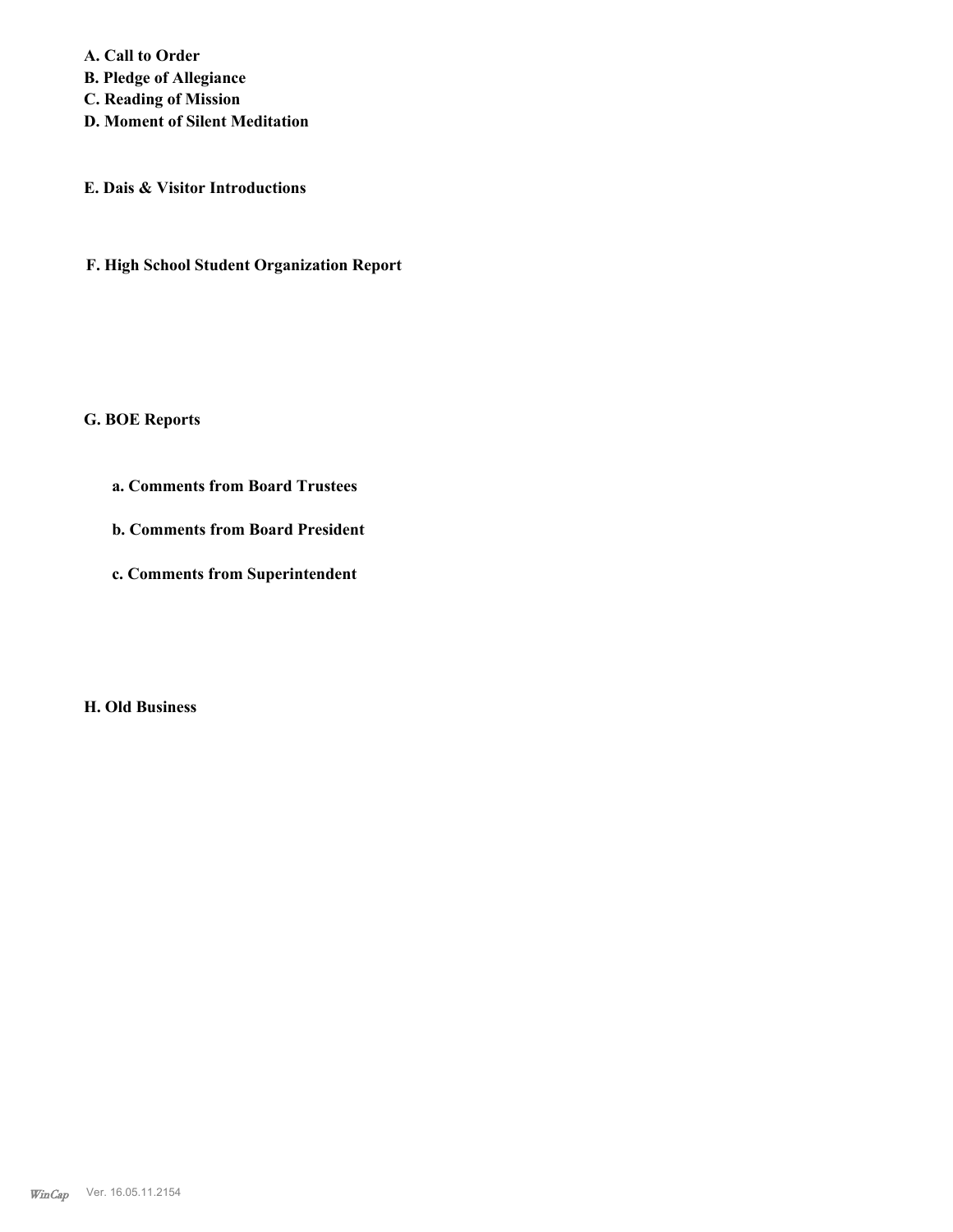**A. Call to Order**
**B. Pledge of Allegiance**
**C. Reading of Mission**
**D. Moment of Silent Meditation**

**E. Dais & Visitor Introductions**

**F. High School Student Organization Report**

**G. BOE Reports**

**a. Comments from Board Trustees**

**b. Comments from Board President**

**c. Comments from Superintendent**

**H. Old Business**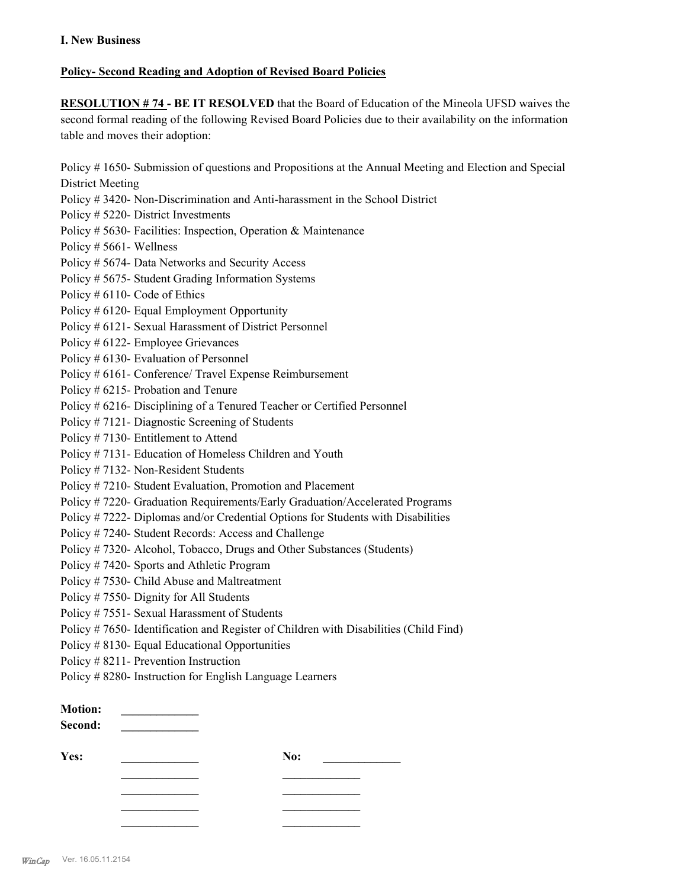**I. New Business**

**Policy- Second Reading and Adoption of Revised Board Policies**

**RESOLUTION # 74 - BE IT RESOLVED** that the Board of Education of the Mineola UFSD waives the second formal reading of the following Revised Board Policies due to their availability on the information table and moves their adoption:

Policy # 1650- Submission of questions and Propositions at the Annual Meeting and Election and Special District Meeting
Policy # 3420- Non-Discrimination and Anti-harassment in the School District
Policy # 5220- District Investments
Policy # 5630- Facilities: Inspection, Operation & Maintenance
Policy # 5661- Wellness
Policy # 5674- Data Networks and Security Access
Policy # 5675- Student Grading Information Systems
Policy # 6110- Code of Ethics
Policy # 6120- Equal Employment Opportunity
Policy # 6121- Sexual Harassment of District Personnel
Policy # 6122- Employee Grievances
Policy # 6130- Evaluation of Personnel
Policy # 6161- Conference/ Travel Expense Reimbursement
Policy # 6215- Probation and Tenure
Policy # 6216- Disciplining of a Tenured Teacher or Certified Personnel
Policy # 7121- Diagnostic Screening of Students
Policy # 7130- Entitlement to Attend
Policy # 7131- Education of Homeless Children and Youth
Policy # 7132- Non-Resident Students
Policy # 7210- Student Evaluation, Promotion and Placement
Policy # 7220- Graduation Requirements/Early Graduation/Accelerated Programs
Policy # 7222- Diplomas and/or Credential Options for Students with Disabilities
Policy # 7240- Student Records: Access and Challenge
Policy # 7320- Alcohol, Tobacco, Drugs and Other Substances (Students)
Policy # 7420- Sports and Athletic Program
Policy # 7530- Child Abuse and Maltreatment
Policy # 7550- Dignity for All Students
Policy # 7551- Sexual Harassment of Students
Policy # 7650- Identification and Register of Children with Disabilities (Child Find)
Policy # 8130- Equal Educational Opportunities
Policy # 8211- Prevention Instruction
Policy # 8280- Instruction for English Language Learners

**Motion:** _____________
**Second:** _____________

| **Yes:** | _____________ | **No:** | _____________ |
|---|---|---|---|
| | _____________ | | _____________ |
| | _____________ | | _____________ |
| | _____________ | | _____________ |
| | _____________ | | _____________ |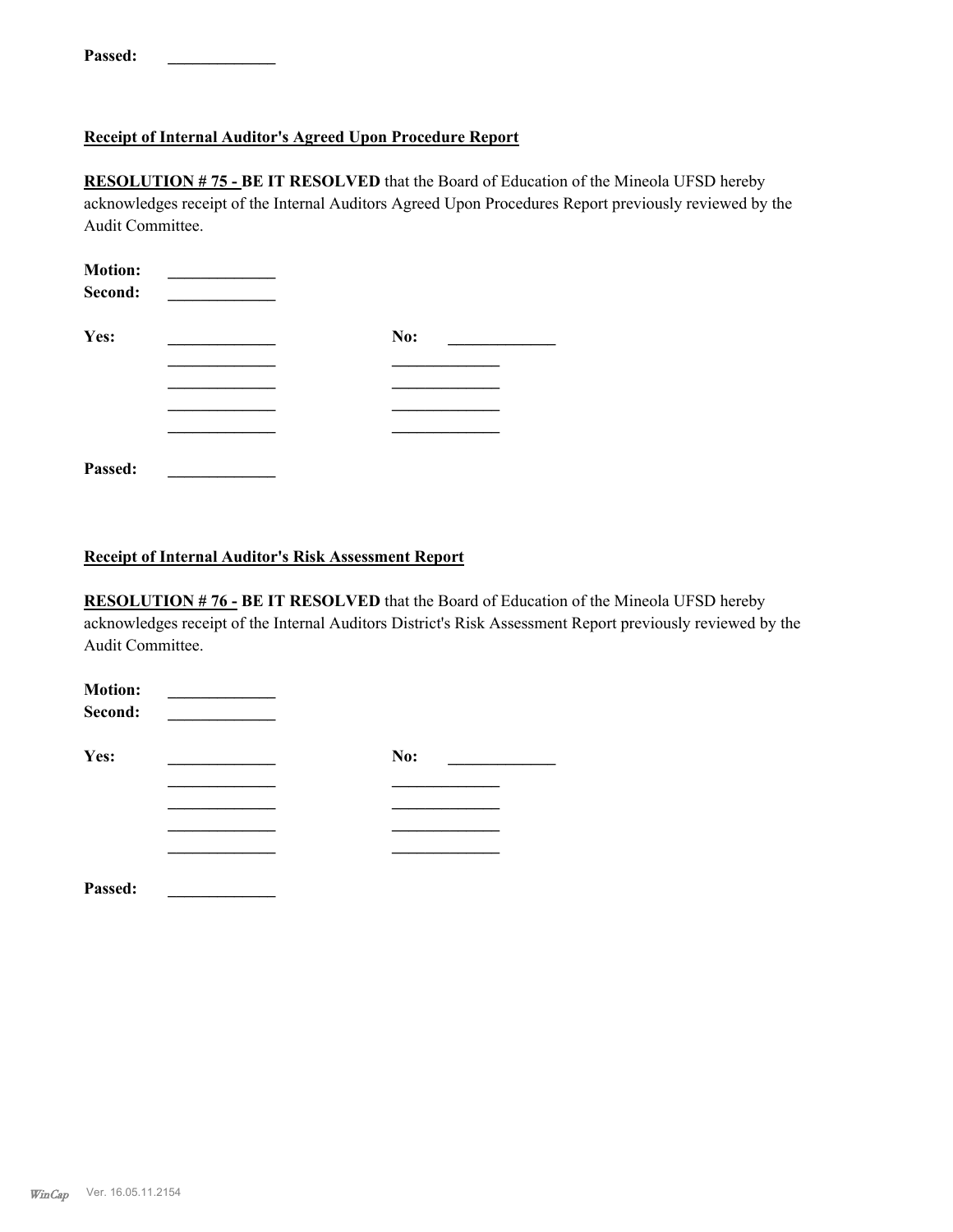**Passed:** _____________

**Receipt of Internal Auditor's Agreed Upon Procedure Report**

**RESOLUTION # 75 - BE IT RESOLVED** that the Board of Education of the Mineola UFSD hereby acknowledges receipt of the Internal Auditors Agreed Upon Procedures Report previously reviewed by the Audit Committee.

**Motion:** _____________
**Second:** _____________

**Yes:** _____________ **No:** _____________
_____________ _____________
_____________ _____________
_____________ _____________
_____________ _____________

**Passed:** _____________

**Receipt of Internal Auditor's Risk Assessment Report**

**RESOLUTION # 76 - BE IT RESOLVED** that the Board of Education of the Mineola UFSD hereby acknowledges receipt of the Internal Auditors District's Risk Assessment Report previously reviewed by the Audit Committee.

**Motion:** _____________
**Second:** _____________

**Yes:** _____________ **No:** _____________
_____________ _____________
_____________ _____________
_____________ _____________
_____________ _____________

**Passed:** _____________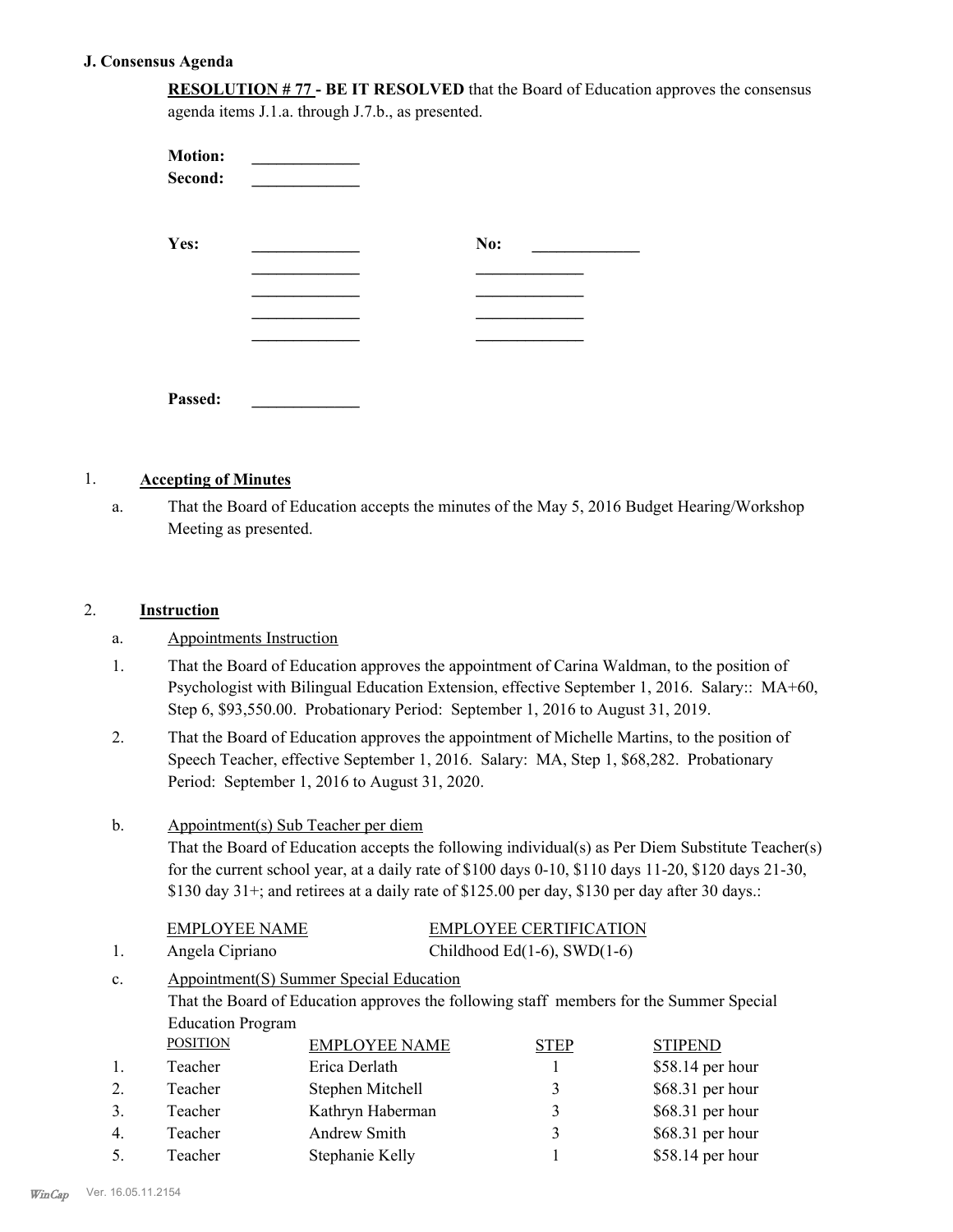## J. Consensus Agenda

**RESOLUTION # 77 - BE IT RESOLVED** that the Board of Education approves the consensus agenda items J.1.a. through J.7.b., as presented.

**Motion:** _____________
**Second:** _____________

**Yes:** _____________ **No:** _____________
_____________ _____________
_____________ _____________
_____________ _____________
_____________ _____________

**Passed:** _____________

1. **Accepting of Minutes**

   a. That the Board of Education accepts the minutes of the May 5, 2016 Budget Hearing/Workshop Meeting as presented.

2. **Instruction**

   a. Appointments Instruction

   1. That the Board of Education approves the appointment of Carina Waldman, to the position of Psychologist with Bilingual Education Extension, effective September 1, 2016. Salary:: MA+60, Step 6, $93,550.00. Probationary Period: September 1, 2016 to August 31, 2019.

   2. That the Board of Education approves the appointment of Michelle Martins, to the position of Speech Teacher, effective September 1, 2016. Salary: MA, Step 1, $68,282. Probationary Period: September 1, 2016 to August 31, 2020.

   b. Appointment(s) Sub Teacher per diem
   That the Board of Education accepts the following individual(s) as Per Diem Substitute Teacher(s) for the current school year, at a daily rate of $100 days 0-10, $110 days 11-20, $120 days 21-30, $130 day 31+; and retirees at a daily rate of $125.00 per day, $130 per day after 30 days.:

| | EMPLOYEE NAME | EMPLOYEE CERTIFICATION |
|---|---|---|
| 1. | Angela Cipriano | Childhood Ed(1-6), SWD(1-6) |

   c. Appointment(S) Summer Special Education
   That the Board of Education approves the following staff members for the Summer Special Education Program

| | POSITION | EMPLOYEE NAME | STEP | STIPEND |
|---|---|---|---|---|
| 1. | Teacher | Erica Derlath | 1 | $58.14 per hour |
| 2. | Teacher | Stephen Mitchell | 3 | $68.31 per hour |
| 3. | Teacher | Kathryn Haberman | 3 | $68.31 per hour |
| 4. | Teacher | Andrew Smith | 3 | $68.31 per hour |
| 5. | Teacher | Stephanie Kelly | 1 | $58.14 per hour |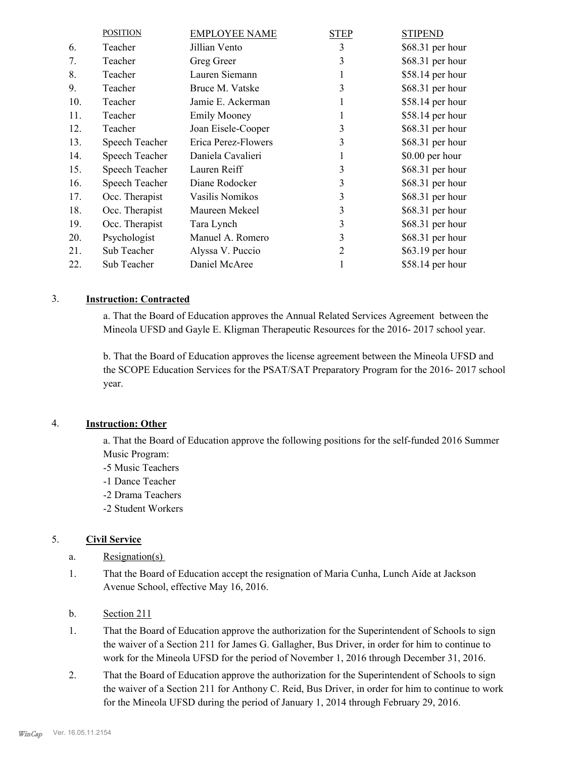|  | POSITION | EMPLOYEE NAME | STEP | STIPEND |
|---|---|---|---|---|
| 6. | Teacher | Jillian Vento | 3 | $68.31 per hour |
| 7. | Teacher | Greg Greer | 3 | $68.31 per hour |
| 8. | Teacher | Lauren Siemann | 1 | $58.14 per hour |
| 9. | Teacher | Bruce M. Vatske | 3 | $68.31 per hour |
| 10. | Teacher | Jamie E. Ackerman | 1 | $58.14 per hour |
| 11. | Teacher | Emily Mooney | 1 | $58.14 per hour |
| 12. | Teacher | Joan Eisele-Cooper | 3 | $68.31 per hour |
| 13. | Speech Teacher | Erica Perez-Flowers | 3 | $68.31 per hour |
| 14. | Speech Teacher | Daniela Cavalieri | 1 | $0.00 per hour |
| 15. | Speech Teacher | Lauren Reiff | 3 | $68.31 per hour |
| 16. | Speech Teacher | Diane Rodocker | 3 | $68.31 per hour |
| 17. | Occ. Therapist | Vasilis Nomikos | 3 | $68.31 per hour |
| 18. | Occ. Therapist | Maureen Mekeel | 3 | $68.31 per hour |
| 19. | Occ. Therapist | Tara Lynch | 3 | $68.31 per hour |
| 20. | Psychologist | Manuel A. Romero | 3 | $68.31 per hour |
| 21. | Sub Teacher | Alyssa V. Puccio | 2 | $63.19 per hour |
| 22. | Sub Teacher | Daniel McAree | 1 | $58.14 per hour |

3. **Instruction: Contracted**

a. That the Board of Education approves the Annual Related Services Agreement between the Mineola UFSD and Gayle E. Kligman Therapeutic Resources for the 2016- 2017 school year.

b. That the Board of Education approves the license agreement between the Mineola UFSD and the SCOPE Education Services for the PSAT/SAT Preparatory Program for the 2016- 2017 school year.

4. **Instruction: Other**

a. That the Board of Education approve the following positions for the self-funded 2016 Summer Music Program:
-5 Music Teachers
-1 Dance Teacher
-2 Drama Teachers
-2 Student Workers

5. **Civil Service**

a. Resignation(s)

1. That the Board of Education accept the resignation of Maria Cunha, Lunch Aide at Jackson Avenue School, effective May 16, 2016.

b. Section 211

1. That the Board of Education approve the authorization for the Superintendent of Schools to sign the waiver of a Section 211 for James G. Gallagher, Bus Driver, in order for him to continue to work for the Mineola UFSD for the period of November 1, 2016 through December 31, 2016.

2. That the Board of Education approve the authorization for the Superintendent of Schools to sign the waiver of a Section 211 for Anthony C. Reid, Bus Driver, in order for him to continue to work for the Mineola UFSD during the period of January 1, 2014 through February 29, 2016.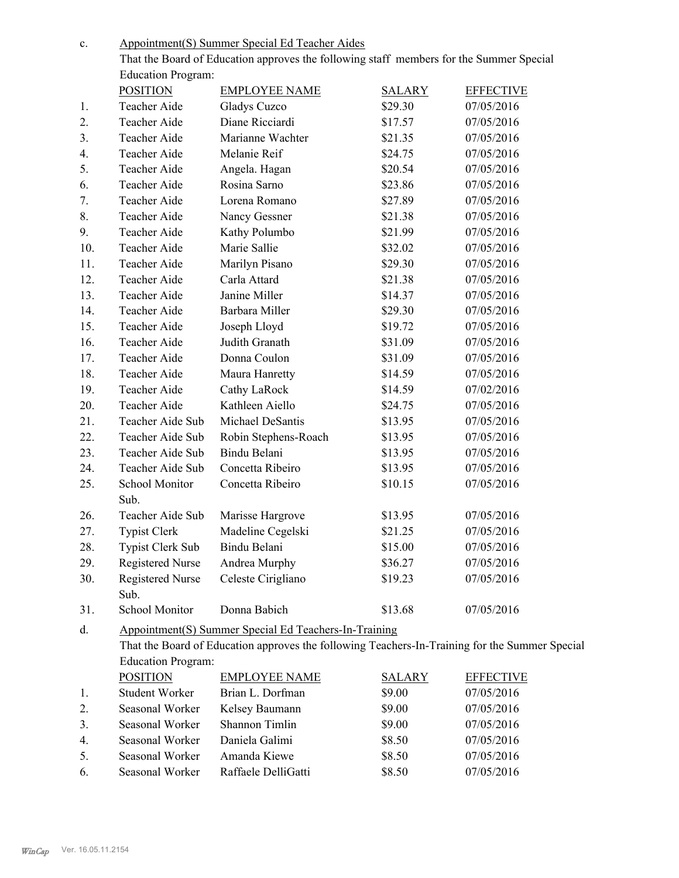c. Appointment(S) Summer Special Ed Teacher Aides

That the Board of Education approves the following staff members for the Summer Special Education Program:

| | POSITION | EMPLOYEE NAME | SALARY | EFFECTIVE |
|---|---|---|---|---|
| 1. | Teacher Aide | Gladys Cuzco | $29.30 | 07/05/2016 |
| 2. | Teacher Aide | Diane Ricciardi | $17.57 | 07/05/2016 |
| 3. | Teacher Aide | Marianne Wachter | $21.35 | 07/05/2016 |
| 4. | Teacher Aide | Melanie Reif | $24.75 | 07/05/2016 |
| 5. | Teacher Aide | Angela. Hagan | $20.54 | 07/05/2016 |
| 6. | Teacher Aide | Rosina Sarno | $23.86 | 07/05/2016 |
| 7. | Teacher Aide | Lorena Romano | $27.89 | 07/05/2016 |
| 8. | Teacher Aide | Nancy Gessner | $21.38 | 07/05/2016 |
| 9. | Teacher Aide | Kathy Polumbo | $21.99 | 07/05/2016 |
| 10. | Teacher Aide | Marie Sallie | $32.02 | 07/05/2016 |
| 11. | Teacher Aide | Marilyn Pisano | $29.30 | 07/05/2016 |
| 12. | Teacher Aide | Carla Attard | $21.38 | 07/05/2016 |
| 13. | Teacher Aide | Janine Miller | $14.37 | 07/05/2016 |
| 14. | Teacher Aide | Barbara Miller | $29.30 | 07/05/2016 |
| 15. | Teacher Aide | Joseph Lloyd | $19.72 | 07/05/2016 |
| 16. | Teacher Aide | Judith Granath | $31.09 | 07/05/2016 |
| 17. | Teacher Aide | Donna Coulon | $31.09 | 07/05/2016 |
| 18. | Teacher Aide | Maura Hanretty | $14.59 | 07/05/2016 |
| 19. | Teacher Aide | Cathy LaRock | $14.59 | 07/02/2016 |
| 20. | Teacher Aide | Kathleen Aiello | $24.75 | 07/05/2016 |
| 21. | Teacher Aide Sub | Michael DeSantis | $13.95 | 07/05/2016 |
| 22. | Teacher Aide Sub | Robin Stephens-Roach | $13.95 | 07/05/2016 |
| 23. | Teacher Aide Sub | Bindu Belani | $13.95 | 07/05/2016 |
| 24. | Teacher Aide Sub | Concetta Ribeiro | $13.95 | 07/05/2016 |
| 25. | School Monitor Sub. | Concetta Ribeiro | $10.15 | 07/05/2016 |
| 26. | Teacher Aide Sub | Marisse Hargrove | $13.95 | 07/05/2016 |
| 27. | Typist Clerk | Madeline Cegelski | $21.25 | 07/05/2016 |
| 28. | Typist Clerk Sub | Bindu Belani | $15.00 | 07/05/2016 |
| 29. | Registered Nurse | Andrea Murphy | $36.27 | 07/05/2016 |
| 30. | Registered Nurse Sub. | Celeste Cirigliano | $19.23 | 07/05/2016 |
| 31. | School Monitor | Donna Babich | $13.68 | 07/05/2016 |

d. Appointment(S) Summer Special Ed Teachers-In-Training

That the Board of Education approves the following Teachers-In-Training for the Summer Special Education Program:

| | POSITION | EMPLOYEE NAME | SALARY | EFFECTIVE |
|---|---|---|---|---|
| 1. | Student Worker | Brian L. Dorfman | $9.00 | 07/05/2016 |
| 2. | Seasonal Worker | Kelsey Baumann | $9.00 | 07/05/2016 |
| 3. | Seasonal Worker | Shannon Timlin | $9.00 | 07/05/2016 |
| 4. | Seasonal Worker | Daniela Galimi | $8.50 | 07/05/2016 |
| 5. | Seasonal Worker | Amanda Kiewe | $8.50 | 07/05/2016 |
| 6. | Seasonal Worker | Raffaele DelliGatti | $8.50 | 07/05/2016 |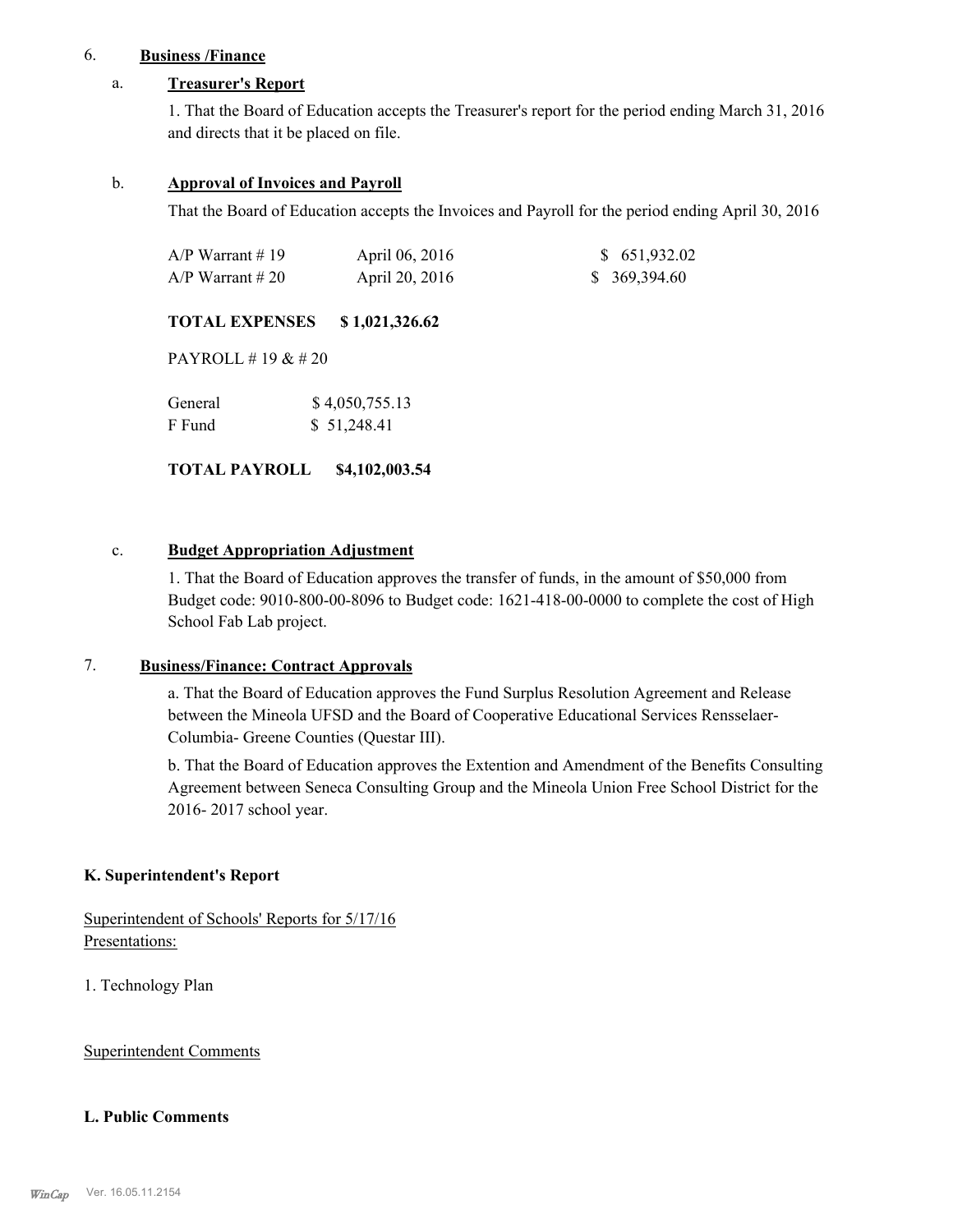6. **Business /Finance**

a. **Treasurer's Report**

1. That the Board of Education accepts the Treasurer's report for the period ending March 31, 2016 and directs that it be placed on file.

b. **Approval of Invoices and Payroll**

That the Board of Education accepts the Invoices and Payroll for the period ending April 30, 2016

| | | |
|---|---|---|
| A/P Warrant # 19 | April 06, 2016 | $ 651,932.02 |
| A/P Warrant # 20 | April 20, 2016 | $ 369,394.60 |

**TOTAL EXPENSES $ 1,021,326.62**

PAYROLL # 19 & # 20

| | |
|---|---|
| General | $ 4,050,755.13 |
| F Fund | $ 51,248.41 |

**TOTAL PAYROLL $4,102,003.54**

c. **Budget Appropriation Adjustment**

1. That the Board of Education approves the transfer of funds, in the amount of $50,000 from Budget code: 9010-800-00-8096 to Budget code: 1621-418-00-0000 to complete the cost of High School Fab Lab project.

7. **Business/Finance: Contract Approvals**

a. That the Board of Education approves the Fund Surplus Resolution Agreement and Release between the Mineola UFSD and the Board of Cooperative Educational Services Rensselaer-Columbia- Greene Counties (Questar III).

b. That the Board of Education approves the Extention and Amendment of the Benefits Consulting Agreement between Seneca Consulting Group and the Mineola Union Free School District for the 2016- 2017 school year.

**K. Superintendent's Report**

Superintendent of Schools' Reports for 5/17/16
Presentations:

1. Technology Plan

Superintendent Comments

**L. Public Comments**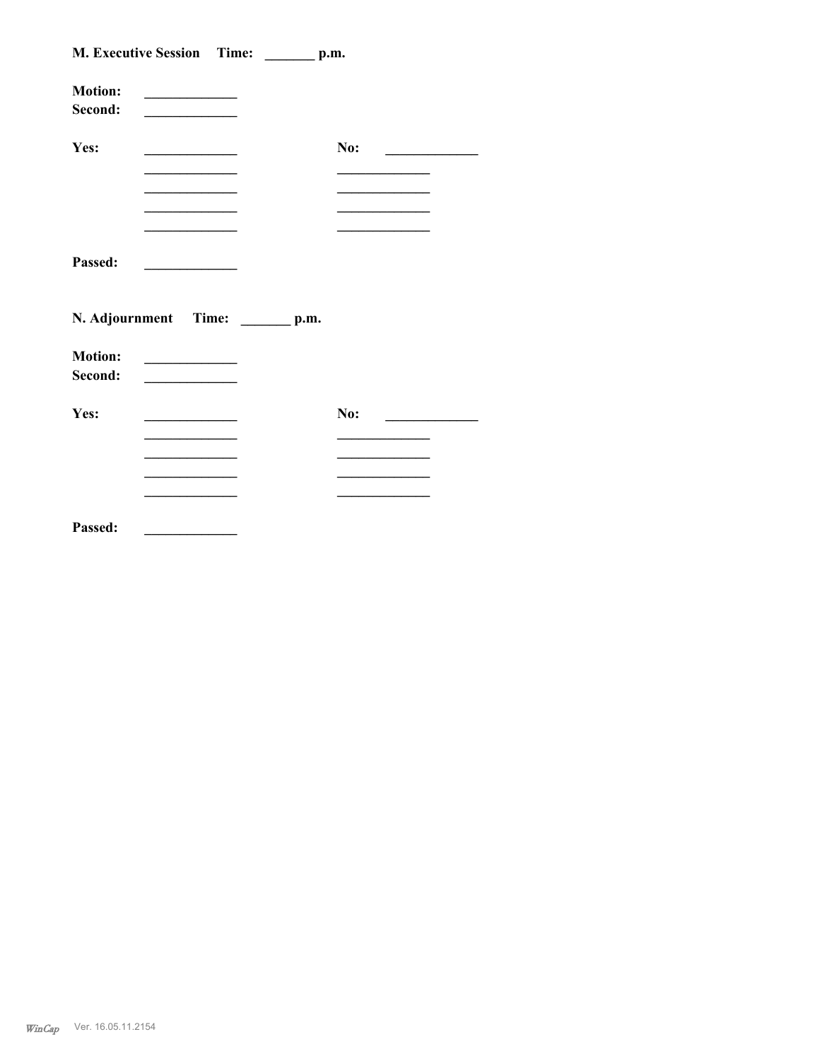**M. Executive Session Time: _______ p.m.**

**Motion:** _____________
**Second:** _____________

| | | | |
|---|---|---|---|
| **Yes:** | _____________ | **No:** | _____________ |
| | _____________ | | _____________ |
| | _____________ | | _____________ |
| | _____________ | | _____________ |
| | _____________ | | _____________ |

**Passed:** _____________

**N. Adjournment Time: _______ p.m.**

**Motion:** _____________
**Second:** _____________

| | | | |
|---|---|---|---|
| **Yes:** | _____________ | **No:** | _____________ |
| | _____________ | | _____________ |
| | _____________ | | _____________ |
| | _____________ | | _____________ |
| | _____________ | | _____________ |

**Passed:** _____________